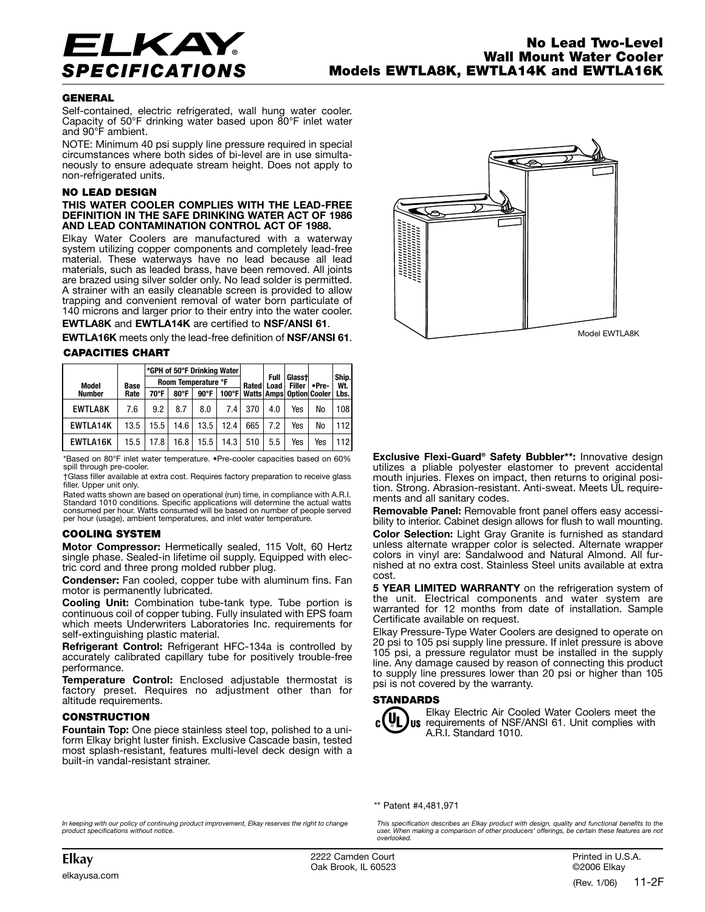# ELKAY SPECIFICATIONS

# No Lead Two-Level Wall Mount Water Cooler Models EWTLA8K, EWTLA14K and EWTLA16K

## GENERAL

Self-contained, electric refrigerated, wall hung water cooler. Capacity of 50°F drinking water based upon 80°F inlet water and 90°F ambient.

NOTE: Minimum 40 psi supply line pressure required in special circumstances where both sides of bi-level are in use simultaneously to ensure adequate stream height. Does not apply to non-refrigerated units.

## NO LEAD DESIGN

**THIS WATER COOLER COMPLIES WITH THE LEAD-FREE DEFINITION IN THE SAFE DRINKING WATER ACT OF 1986 AND LEAD CONTAMINATION CONTROL ACT OF 1988.**

Elkay Water Coolers are manufactured with a waterway system utilizing copper components and completely lead-free material. These waterways have no lead because all lead materials, such as leaded brass, have been removed. All joints are brazed using silver solder only. No lead solder is permitted. A strainer with an easily cleanable screen is provided to allow trapping and convenient removal of water born particulate of 140 microns and larger prior to their entry into the water cooler.

**EWTLA8K** and **EWTLA14K** are certified to **NSF/ANSI 61**.

**EWTLA16K** meets only the lead-free definition of **NSF/ANSI 61**.

## CAPACITIES CHART

| Model Number | Base Rate | *GPH of 50°F Drinking Water Room Temperature °F | | | | Rated Watts | Full Load Amps | Glass† Filler Option | •Pre-Cooler | Ship. Wt. Lbs. |
|---|---|---|---|---|---|---|---|---|---|---|
| | | 70°F | 80°F | 90°F | 100°F | | | | | |
| EWTLA8K | 7.6 | 9.2 | 8.7 | 8.0 | 7.4 | 370 | 4.0 | Yes | No | 108 |
| EWTLA14K | 13.5 | 15.5 | 14.6 | 13.5 | 12.4 | 665 | 7.2 | Yes | No | 112 |
| EWTLA16K | 15.5 | 17.8 | 16.8 | 15.5 | 14.3 | 510 | 5.5 | Yes | Yes | 112 |

*Based on 80°F inlet water temperature. •Pre-cooler capacities based on 60% spill through pre-cooler.

†Glass filler available at extra cost. Requires factory preparation to receive glass filler. Upper unit only.

Rated watts shown are based on operational (run) time, in compliance with A.R.I. Standard 1010 conditions. Specific applications will determine the actual watts consumed per hour. Watts consumed will be based on number of people served per hour (usage), ambient temperatures, and inlet water temperature.

## COOLING SYSTEM

**Motor Compressor:** Hermetically sealed, 115 Volt, 60 Hertz single phase. Sealed-in lifetime oil supply. Equipped with electric cord and three prong molded rubber plug.

**Condenser:** Fan cooled, copper tube with aluminum fins. Fan motor is permanently lubricated.

**Cooling Unit:** Combination tube-tank type. Tube portion is continuous coil of copper tubing. Fully insulated with EPS foam which meets Underwriters Laboratories Inc. requirements for self-extinguishing plastic material.

**Refrigerant Control:** Refrigerant HFC-134a is controlled by accurately calibrated capillary tube for positively trouble-free performance.

**Temperature Control:** Enclosed adjustable thermostat is factory preset. Requires no adjustment other than for altitude requirements.

## CONSTRUCTION

**Fountain Top:** One piece stainless steel top, polished to a uniform Elkay bright luster finish. Exclusive Cascade basin, tested most splash-resistant, features multi-level deck design with a built-in vandal-resistant strainer.

Model EWTLA8K

**Exclusive Flexi-Guard® Safety Bubbler**:** Innovative design utilizes a pliable polyester elastomer to prevent accidental mouth injuries. Flexes on impact, then returns to original position. Strong. Abrasion-resistant. Anti-sweat. Meets UL requirements and all sanitary codes.

**Removable Panel:** Removable front panel offers easy accessibility to interior. Cabinet design allows for flush to wall mounting.

**Color Selection:** Light Gray Granite is furnished as standard unless alternate wrapper color is selected. Alternate wrapper colors in vinyl are: Sandalwood and Natural Almond. All furnished at no extra cost. Stainless Steel units available at extra cost.

**5 YEAR LIMITED WARRANTY** on the refrigeration system of the unit. Electrical components and water system are warranted for 12 months from date of installation. Sample Certificate available on request.

Elkay Pressure-Type Water Coolers are designed to operate on 20 psi to 105 psi supply line pressure. If inlet pressure is above 105 psi, a pressure regulator must be installed in the supply line. Any damage caused by reason of connecting this product to supply line pressures lower than 20 psi or higher than 105 psi is not covered by the warranty.

## STANDARDS

Elkay Electric Air Cooled Water Coolers meet the requirements of NSF/ANSI 61. Unit complies with A.R.I. Standard 1010.

** Patent #4,481,971

*In keeping with our policy of continuing product improvement, Elkay reserves the right to change product specifications without notice.*

*This specification describes an Elkay product with design, quality and functional benefits to the user. When making a comparison of other producers' offerings, be certain these features are not overlooked.*

Elkay
elkayusa.com

2222 Camden Court
Oak Brook, IL 60523

Printed in U.S.A.
©2006 Elkay
(Rev. 1/06) 11-2F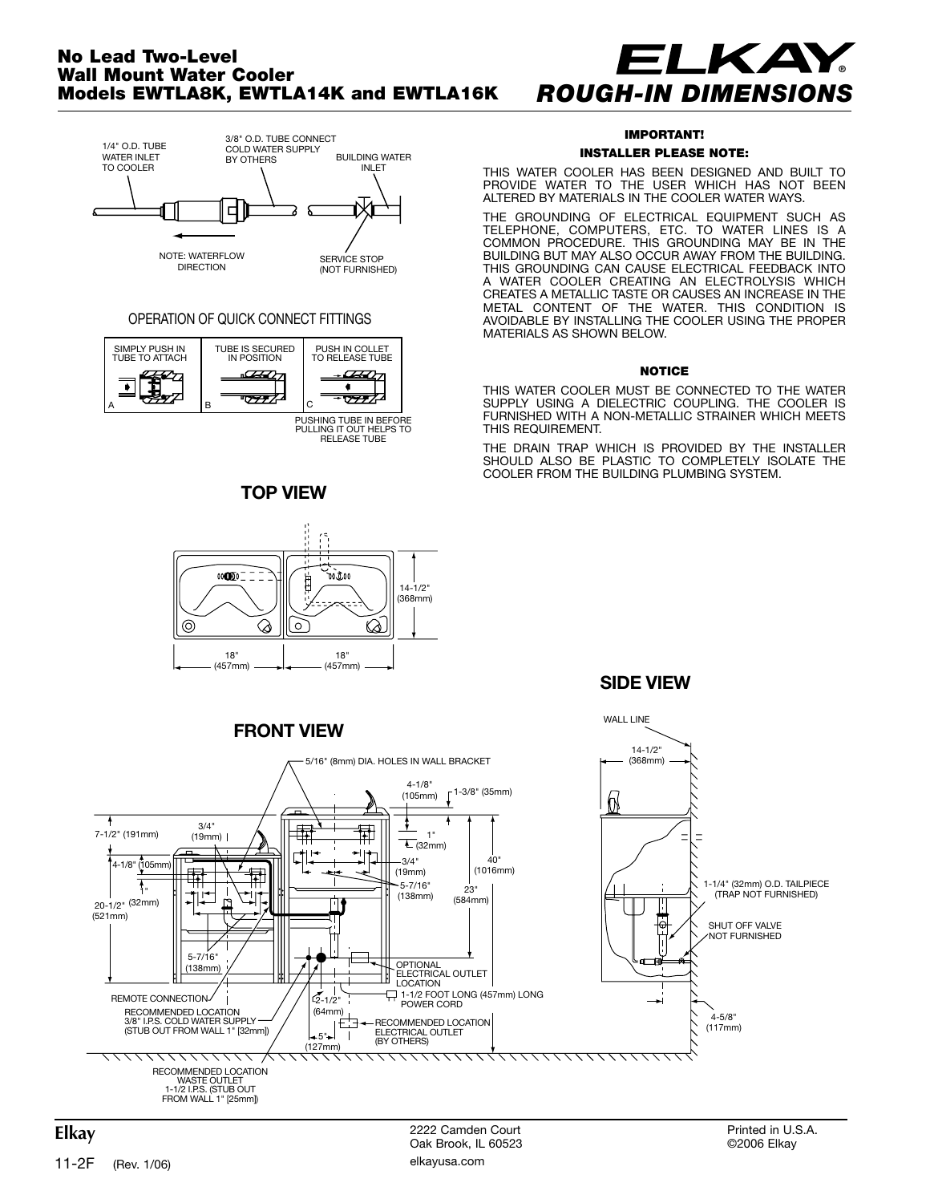# No Lead Two-Level Wall Mount Water Cooler Models EWTLA8K, EWTLA14K and EWTLA16K

## ELKAY ROUGH-IN DIMENSIONS

1/4" O.D. TUBE WATER INLET TO COOLER

3/8" O.D. TUBE CONNECT COLD WATER SUPPLY BY OTHERS

BUILDING WATER INLET

NOTE: WATERFLOW DIRECTION

SERVICE STOP (NOT FURNISHED)

OPERATION OF QUICK CONNECT FITTINGS

A SIMPLY PUSH IN TUBE TO ATTACH

B TUBE IS SECURED IN POSITION

C PUSH IN COLLET TO RELEASE TUBE

PUSHING TUBE IN BEFORE PULLING IT OUT HELPS TO RELEASE TUBE

### IMPORTANT!

### INSTALLER PLEASE NOTE:

THIS WATER COOLER HAS BEEN DESIGNED AND BUILT TO PROVIDE WATER TO THE USER WHICH HAS NOT BEEN ALTERED BY MATERIALS IN THE COOLER WATER WAYS.

THE GROUNDING OF ELECTRICAL EQUIPMENT SUCH AS TELEPHONE, COMPUTERS, ETC. TO WATER LINES IS A COMMON PROCEDURE. THIS GROUNDING MAY BE IN THE BUILDING BUT MAY ALSO OCCUR AWAY FROM THE BUILDING. THIS GROUNDING CAN CAUSE ELECTRICAL FEEDBACK INTO A WATER COOLER CREATING AN ELECTROLYSIS WHICH CREATES A METALLIC TASTE OR CAUSES AN INCREASE IN THE METAL CONTENT OF THE WATER. THIS CONDITION IS AVOIDABLE BY INSTALLING THE COOLER USING THE PROPER MATERIALS AS SHOWN BELOW.

### NOTICE

THIS WATER COOLER MUST BE CONNECTED TO THE WATER SUPPLY USING A DIELECTRIC COUPLING. THE COOLER IS FURNISHED WITH A NON-METALLIC STRAINER WHICH MEETS THIS REQUIREMENT.

THE DRAIN TRAP WHICH IS PROVIDED BY THE INSTALLER SHOULD ALSO BE PLASTIC TO COMPLETELY ISOLATE THE COOLER FROM THE BUILDING PLUMBING SYSTEM.

## TOP VIEW

14-1/2" (368mm)

18" (457mm)

18" (457mm)

## FRONT VIEW

5/16" (8mm) DIA. HOLES IN WALL BRACKET

4-1/8" (105mm)

1-3/8" (35mm)

7-1/2" (191mm)

3/4" (19mm)

1" (32mm)

4-1/8" (105mm)

3/4" (19mm)

40" (1016mm)

1" (32mm)

5-7/16" (138mm)

23" (584mm)

20-1/2" (521mm)

5-7/16" (138mm)

OPTIONAL ELECTRICAL OUTLET LOCATION

1-1/2 FOOT LONG (457mm) LONG POWER CORD

REMOTE CONNECTION

2-1/2" (64mm)

RECOMMENDED LOCATION 3/8" I.P.S. COLD WATER SUPPLY (STUB OUT FROM WALL 1" [32mm])

RECOMMENDED LOCATION ELECTRICAL OUTLET (BY OTHERS)

5" (127mm)

RECOMMENDED LOCATION WASTE OUTLET 1-1/2 I.P.S. (STUB OUT FROM WALL 1" [25mm])

## SIDE VIEW

WALL LINE

14-1/2" (368mm)

1-1/4" (32mm) O.D. TAILPIECE (TRAP NOT FURNISHED)

SHUT OFF VALVE NOT FURNISHED

4-5/8" (117mm)

Elkay

11-2F (Rev. 1/06)

2222 Camden Court
Oak Brook, IL 60523
elkayusa.com

Printed in U.S.A.
©2006 Elkay